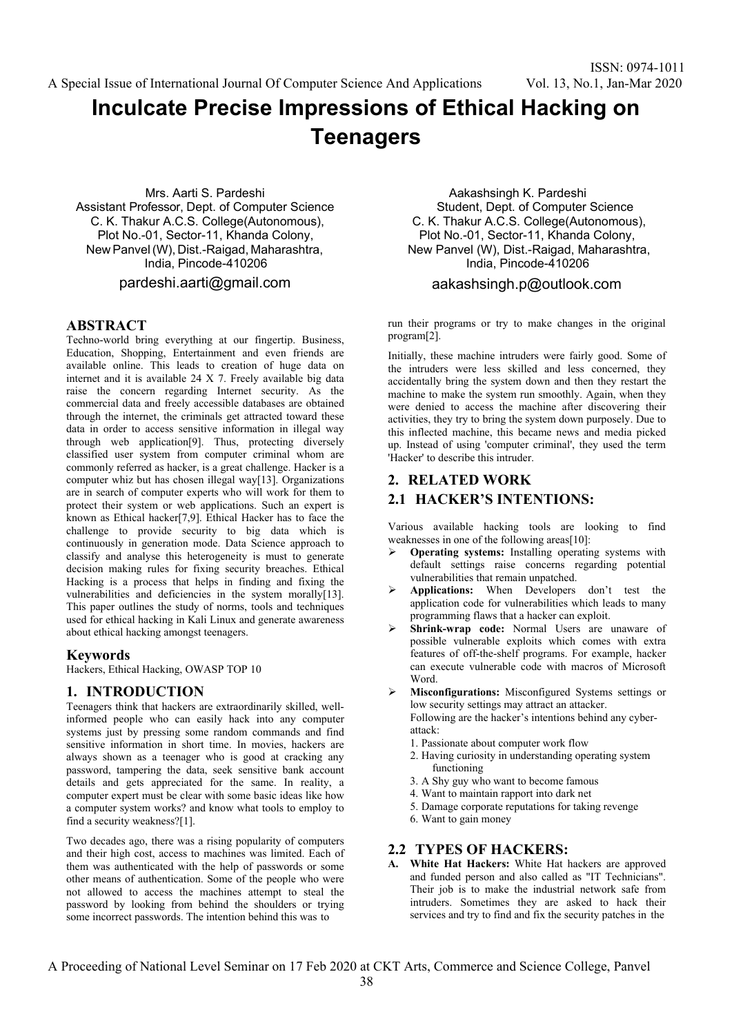# Inculcate Precise Impressions of Ethical Hacking on Teenagers

Mrs. Aarti S. Pardeshi
Assistant Professor, Dept. of Computer Science
C. K. Thakur A.C.S. College(Autonomous),
Plot No.-01, Sector-11, Khanda Colony,
New Panvel (W), Dist.-Raigad, Maharashtra,
India, Pincode-410206
pardeshi.aarti@gmail.com

Aakashsingh K. Pardeshi
Student, Dept. of Computer Science
C. K. Thakur A.C.S. College(Autonomous),
Plot No.-01, Sector-11, Khanda Colony,
New Panvel (W), Dist.-Raigad, Maharashtra,
India, Pincode-410206
aakashsingh.p@outlook.com

## ABSTRACT

Techno-world bring everything at our fingertip. Business, Education, Shopping, Entertainment and even friends are available online. This leads to creation of huge data on internet and it is available 24 X 7. Freely available big data raise the concern regarding Internet security. As the commercial data and freely accessible databases are obtained through the internet, the criminals get attracted toward these data in order to access sensitive information in illegal way through web application[9]. Thus, protecting diversely classified user system from computer criminal whom are commonly referred as hacker, is a great challenge. Hacker is a computer whiz but has chosen illegal way[13]. Organizations are in search of computer experts who will work for them to protect their system or web applications. Such an expert is known as Ethical hacker[7,9]. Ethical Hacker has to face the challenge to provide security to big data which is continuously in generation mode. Data Science approach to classify and analyse this heterogeneity is must to generate decision making rules for fixing security breaches. Ethical Hacking is a process that helps in finding and fixing the vulnerabilities and deficiencies in the system morally[13]. This paper outlines the study of norms, tools and techniques used for ethical hacking in Kali Linux and generate awareness about ethical hacking amongst teenagers.

### Keywords

Hackers, Ethical Hacking, OWASP TOP 10

## 1. INTRODUCTION

Teenagers think that hackers are extraordinarily skilled, well-informed people who can easily hack into any computer systems just by pressing some random commands and find sensitive information in short time. In movies, hackers are always shown as a teenager who is good at cracking any password, tampering the data, seek sensitive bank account details and gets appreciated for the same. In reality, a computer expert must be clear with some basic ideas like how a computer system works? and know what tools to employ to find a security weakness?[1].

Two decades ago, there was a rising popularity of computers and their high cost, access to machines was limited. Each of them was authenticated with the help of passwords or some other means of authentication. Some of the people who were not allowed to access the machines attempt to steal the password by looking from behind the shoulders or trying some incorrect passwords. The intention behind this was to run their programs or try to make changes in the original program[2].

Initially, these machine intruders were fairly good. Some of the intruders were less skilled and less concerned, they accidentally bring the system down and then they restart the machine to make the system run smoothly. Again, when they were denied to access the machine after discovering their activities, they try to bring the system down purposely. Due to this inflected machine, this became news and media picked up. Instead of using 'computer criminal', they used the term 'Hacker' to describe this intruder.

## 2. RELATED WORK

## 2.1 HACKER'S INTENTIONS:

Various available hacking tools are looking to find weaknesses in one of the following areas[10]:

- **Operating systems:** Installing operating systems with default settings raise concerns regarding potential vulnerabilities that remain unpatched.
- **Applications:** When Developers don't test the application code for vulnerabilities which leads to many programming flaws that a hacker can exploit.
- **Shrink-wrap code:** Normal Users are unaware of possible vulnerable exploits which comes with extra features of off-the-shelf programs. For example, hacker can execute vulnerable code with macros of Microsoft Word.
- **Misconfigurations:** Misconfigured Systems settings or low security settings may attract an attacker.

Following are the hacker's intentions behind any cyber-attack:

1. Passionate about computer work flow
2. Having curiosity in understanding operating system functioning
3. A Shy guy who want to become famous
4. Want to maintain rapport into dark net
5. Damage corporate reputations for taking revenge
6. Want to gain money

## 2.2 TYPES OF HACKERS:

**A. White Hat Hackers:** White Hat hackers are approved and funded person and also called as "IT Technicians". Their job is to make the industrial network safe from intruders. Sometimes they are asked to hack their services and try to find and fix the security patches in the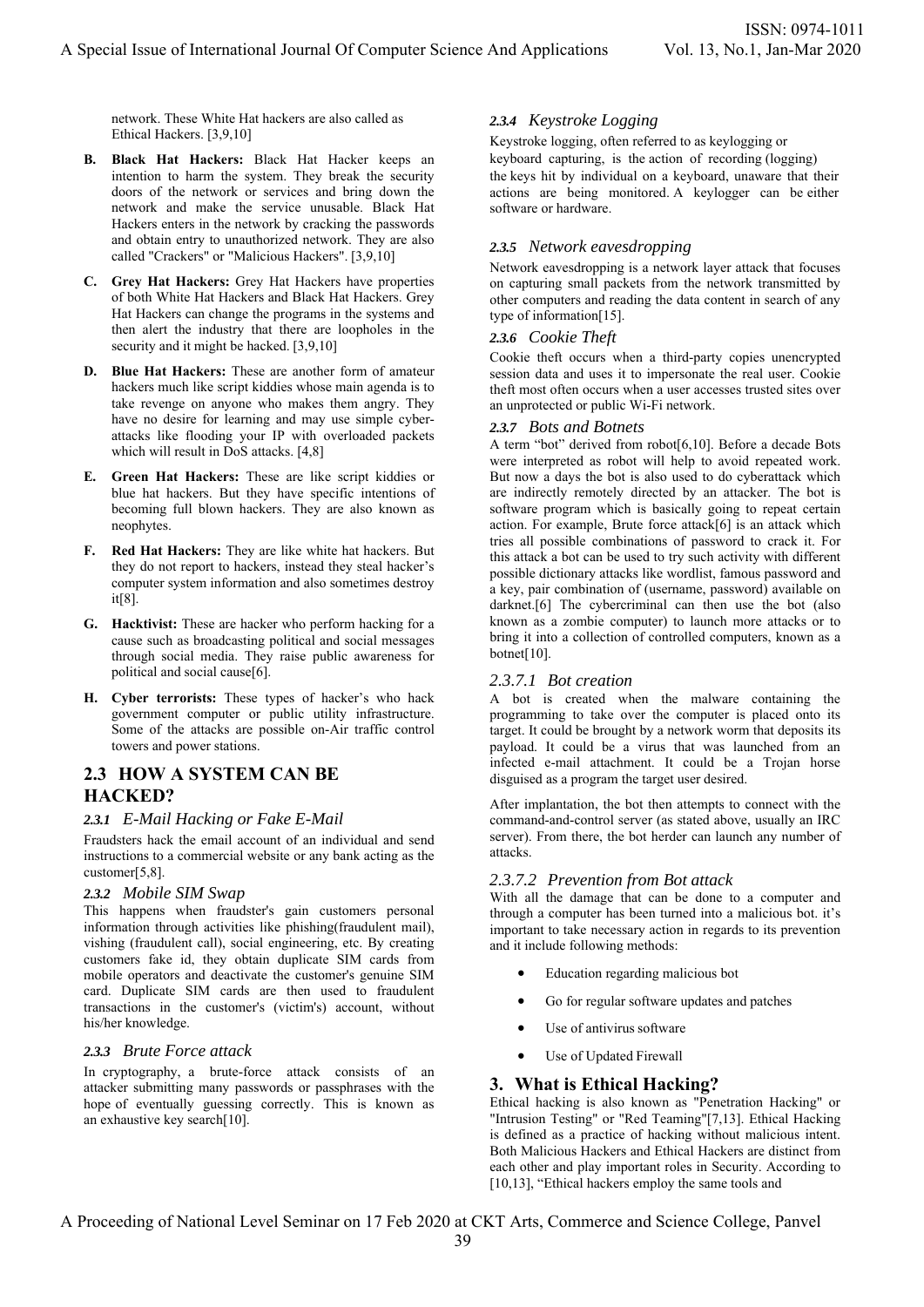network. These White Hat hackers are also called as Ethical Hackers. [3,9,10]

**B. Black Hat Hackers:** Black Hat Hacker keeps an intention to harm the system. They break the security doors of the network or services and bring down the network and make the service unusable. Black Hat Hackers enters in the network by cracking the passwords and obtain entry to unauthorized network. They are also called "Crackers" or "Malicious Hackers". [3,9,10]

**C. Grey Hat Hackers:** Grey Hat Hackers have properties of both White Hat Hackers and Black Hat Hackers. Grey Hat Hackers can change the programs in the systems and then alert the industry that there are loopholes in the security and it might be hacked. [3,9,10]

**D. Blue Hat Hackers:** These are another form of amateur hackers much like script kiddies whose main agenda is to take revenge on anyone who makes them angry. They have no desire for learning and may use simple cyber-attacks like flooding your IP with overloaded packets which will result in DoS attacks. [4,8]

**E. Green Hat Hackers:** These are like script kiddies or blue hat hackers. But they have specific intentions of becoming full blown hackers. They are also known as neophytes.

**F. Red Hat Hackers:** They are like white hat hackers. But they do not report to hackers, instead they steal hacker's computer system information and also sometimes destroy it[8].

**G. Hacktivist:** These are hacker who perform hacking for a cause such as broadcasting political and social messages through social media. They raise public awareness for political and social cause[6].

**H. Cyber terrorists:** These types of hacker's who hack government computer or public utility infrastructure. Some of the attacks are possible on-Air traffic control towers and power stations.

## 2.3 HOW A SYSTEM CAN BE HACKED?

### 2.3.1 *E-Mail Hacking or Fake E-Mail*

Fraudsters hack the email account of an individual and send instructions to a commercial website or any bank acting as the customer[5,8].

### 2.3.2 *Mobile SIM Swap*

This happens when fraudster's gain customers personal information through activities like phishing(fraudulent mail), vishing (fraudulent call), social engineering, etc. By creating customers fake id, they obtain duplicate SIM cards from mobile operators and deactivate the customer's genuine SIM card. Duplicate SIM cards are then used to fraudulent transactions in the customer's (victim's) account, without his/her knowledge.

### 2.3.3 *Brute Force attack*

In cryptography, a brute-force attack consists of an attacker submitting many passwords or passphrases with the hope of eventually guessing correctly. This is known as an exhaustive key search[10].

### 2.3.4 *Keystroke Logging*

Keystroke logging, often referred to as keylogging or keyboard capturing, is the action of recording (logging) the keys hit by individual on a keyboard, unaware that their actions are being monitored. A keylogger can be either software or hardware.

### 2.3.5 *Network eavesdropping*

Network eavesdropping is a network layer attack that focuses on capturing small packets from the network transmitted by other computers and reading the data content in search of any type of information[15].

### 2.3.6 *Cookie Theft*

Cookie theft occurs when a third-party copies unencrypted session data and uses it to impersonate the real user. Cookie theft most often occurs when a user accesses trusted sites over an unprotected or public Wi-Fi network.

### 2.3.7 *Bots and Botnets*

A term "bot" derived from robot[6,10]. Before a decade Bots were interpreted as robot will help to avoid repeated work. But now a days the bot is also used to do cyberattack which are indirectly remotely directed by an attacker. The bot is software program which is basically going to repeat certain action. For example, Brute force attack[6] is an attack which tries all possible combinations of password to crack it. For this attack a bot can be used to try such activity with different possible dictionary attacks like wordlist, famous password and a key, pair combination of (username, password) available on darknet.[6] The cybercriminal can then use the bot (also known as a zombie computer) to launch more attacks or to bring it into a collection of controlled computers, known as a botnet[10].

#### 2.3.7.1 *Bot creation*

A bot is created when the malware containing the programming to take over the computer is placed onto its target. It could be brought by a network worm that deposits its payload. It could be a virus that was launched from an infected e-mail attachment. It could be a Trojan horse disguised as a program the target user desired.

After implantation, the bot then attempts to connect with the command-and-control server (as stated above, usually an IRC server). From there, the bot herder can launch any number of attacks.

#### 2.3.7.2 *Prevention from Bot attack*

With all the damage that can be done to a computer and through a computer has been turned into a malicious bot. it's important to take necessary action in regards to its prevention and it include following methods:

- Education regarding malicious bot
- Go for regular software updates and patches
- Use of antivirus software
- Use of Updated Firewall

# 3. What is Ethical Hacking?

Ethical hacking is also known as "Penetration Hacking" or "Intrusion Testing" or "Red Teaming"[7,13]. Ethical Hacking is defined as a practice of hacking without malicious intent. Both Malicious Hackers and Ethical Hackers are distinct from each other and play important roles in Security. According to [10,13], "Ethical hackers employ the same tools and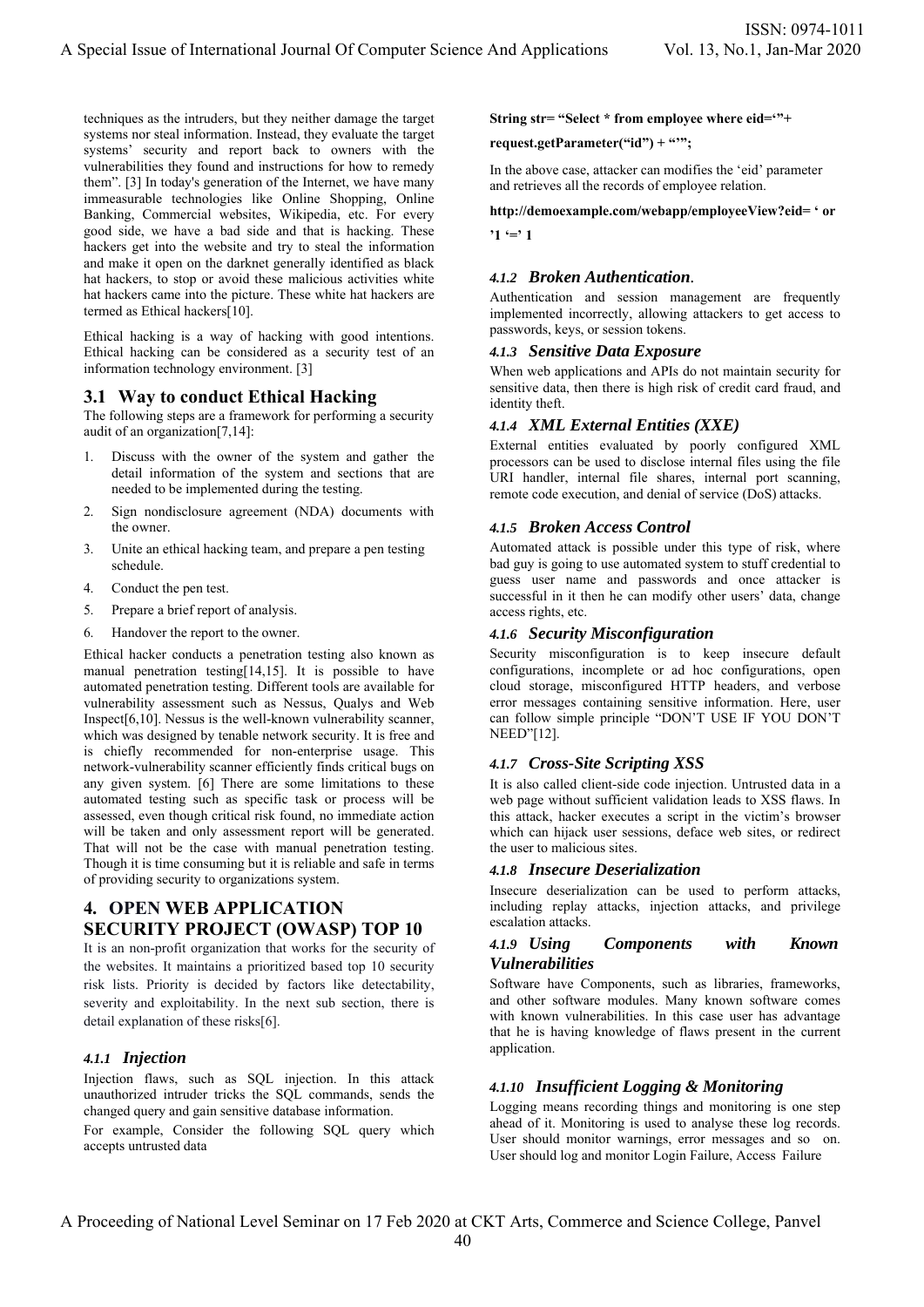techniques as the intruders, but they neither damage the target systems nor steal information. Instead, they evaluate the target systems' security and report back to owners with the vulnerabilities they found and instructions for how to remedy them". [3] In today's generation of the Internet, we have many immeasurable technologies like Online Shopping, Online Banking, Commercial websites, Wikipedia, etc. For every good side, we have a bad side and that is hacking. These hackers get into the website and try to steal the information and make it open on the darknet generally identified as black hat hackers, to stop or avoid these malicious activities white hat hackers came into the picture. These white hat hackers are termed as Ethical hackers[10].

Ethical hacking is a way of hacking with good intentions. Ethical hacking can be considered as a security test of an information technology environment. [3]

## 3.1 Way to conduct Ethical Hacking

The following steps are a framework for performing a security audit of an organization[7,14]:

1. Discuss with the owner of the system and gather the detail information of the system and sections that are needed to be implemented during the testing.
2. Sign nondisclosure agreement (NDA) documents with the owner.
3. Unite an ethical hacking team, and prepare a pen testing schedule.
4. Conduct the pen test.
5. Prepare a brief report of analysis.
6. Handover the report to the owner.

Ethical hacker conducts a penetration testing also known as manual penetration testing[14,15]. It is possible to have automated penetration testing. Different tools are available for vulnerability assessment such as Nessus, Qualys and Web Inspect[6,10]. Nessus is the well-known vulnerability scanner, which was designed by tenable network security. It is free and is chiefly recommended for non-enterprise usage. This network-vulnerability scanner efficiently finds critical bugs on any given system. [6] There are some limitations to these automated testing such as specific task or process will be assessed, even though critical risk found, no immediate action will be taken and only assessment report will be generated. That will not be the case with manual penetration testing. Though it is time consuming but it is reliable and safe in terms of providing security to organizations system.

# 4. OPEN WEB APPLICATION SECURITY PROJECT (OWASP) TOP 10

It is an non-profit organization that works for the security of the websites. It maintains a prioritized based top 10 security risk lists. Priority is decided by factors like detectability, severity and exploitability. In the next sub section, there is detail explanation of these risks[6].

### 4.1.1 *Injection*

Injection flaws, such as SQL injection. In this attack unauthorized intruder tricks the SQL commands, sends the changed query and gain sensitive database information.

For example, Consider the following SQL query which accepts untrusted data

**String str= "Select * from employee where eid='"+ request.getParameter("id") + "'";**

In the above case, attacker can modifies the 'eid' parameter and retrieves all the records of employee relation.

**http://demoexample.com/webapp/employeeView?eid= ' or '1 '=' 1**

### 4.1.2 *Broken Authentication.*

Authentication and session management are frequently implemented incorrectly, allowing attackers to get access to passwords, keys, or session tokens.

### 4.1.3 *Sensitive Data Exposure*

When web applications and APIs do not maintain security for sensitive data, then there is high risk of credit card fraud, and identity theft.

### 4.1.4 *XML External Entities (XXE)*

External entities evaluated by poorly configured XML processors can be used to disclose internal files using the file URI handler, internal file shares, internal port scanning, remote code execution, and denial of service (DoS) attacks.

### 4.1.5 *Broken Access Control*

Automated attack is possible under this type of risk, where bad guy is going to use automated system to stuff credential to guess user name and passwords and once attacker is successful in it then he can modify other users' data, change access rights, etc.

### 4.1.6 *Security Misconfiguration*

Security misconfiguration is to keep insecure default configurations, incomplete or ad hoc configurations, open cloud storage, misconfigured HTTP headers, and verbose error messages containing sensitive information. Here, user can follow simple principle "DON'T USE IF YOU DON'T NEED"[12].

### 4.1.7 *Cross-Site Scripting XSS*

It is also called client-side code injection. Untrusted data in a web page without sufficient validation leads to XSS flaws. In this attack, hacker executes a script in the victim's browser which can hijack user sessions, deface web sites, or redirect the user to malicious sites.

### 4.1.8 *Insecure Deserialization*

Insecure deserialization can be used to perform attacks, including replay attacks, injection attacks, and privilege escalation attacks.

### 4.1.9 *Using Components with Known Vulnerabilities*

Software have Components, such as libraries, frameworks, and other software modules. Many known software comes with known vulnerabilities. In this case user has advantage that he is having knowledge of flaws present in the current application.

### 4.1.10 *Insufficient Logging & Monitoring*

Logging means recording things and monitoring is one step ahead of it. Monitoring is used to analyse these log records. User should monitor warnings, error messages and so on. User should log and monitor Login Failure, Access Failure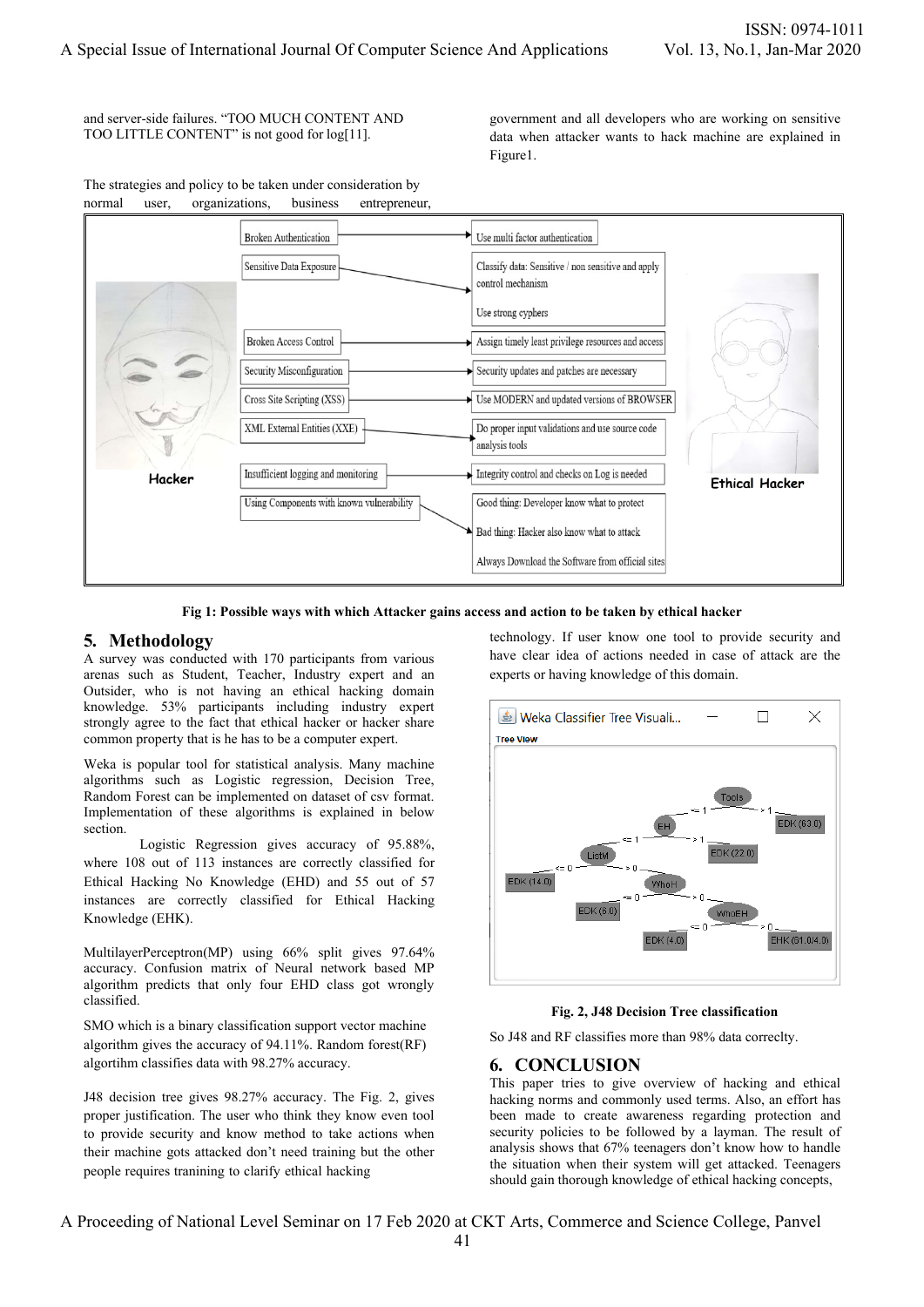and server-side failures. "TOO MUCH CONTENT AND TOO LITTLE CONTENT" is not good for log[11].

The strategies and policy to be taken under consideration by normal user, organizations, business entrepreneur, government and all developers who are working on sensitive data when attacker wants to hack machine are explained in Figure1.

Fig 1: Possible ways with which Attacker gains access and action to be taken by ethical hacker

## 5. Methodology

A survey was conducted with 170 participants from various arenas such as Student, Teacher, Industry expert and an Outsider, who is not having an ethical hacking domain knowledge. 53% participants including industry expert strongly agree to the fact that ethical hacker or hacker share common property that is he has to be a computer expert.

Weka is popular tool for statistical analysis. Many machine algorithms such as Logistic regression, Decision Tree, Random Forest can be implemented on dataset of csv format. Implementation of these algorithms is explained in below section.

Logistic Regression gives accuracy of 95.88%, where 108 out of 113 instances are correctly classified for Ethical Hacking No Knowledge (EHD) and 55 out of 57 instances are correctly classified for Ethical Hacking Knowledge (EHK).

MultilayerPerceptron(MP) using 66% split gives 97.64% accuracy. Confusion matrix of Neural network based MP algorithm predicts that only four EHD class got wrongly classified.

SMO which is a binary classification support vector machine algorithm gives the accuracy of 94.11%. Random forest(RF) algortihm classifies data with 98.27% accuracy.

J48 decision tree gives 98.27% accuracy. The Fig. 2, gives proper justification. The user who think they know even tool to provide security and know method to take actions when their machine gots attacked don't need training but the other people requires tranining to clarify ethical hacking technology. If user know one tool to provide security and have clear idea of actions needed in case of attack are the experts or having knowledge of this domain.

Fig. 2, J48 Decision Tree classification

So J48 and RF classifies more than 98% data correclty.

## 6. CONCLUSION

This paper tries to give overview of hacking and ethical hacking norms and commonly used terms. Also, an effort has been made to create awareness regarding protection and security policies to be followed by a layman. The result of analysis shows that 67% teenagers don't know how to handle the situation when their system will get attacked. Teenagers should gain thorough knowledge of ethical hacking concepts,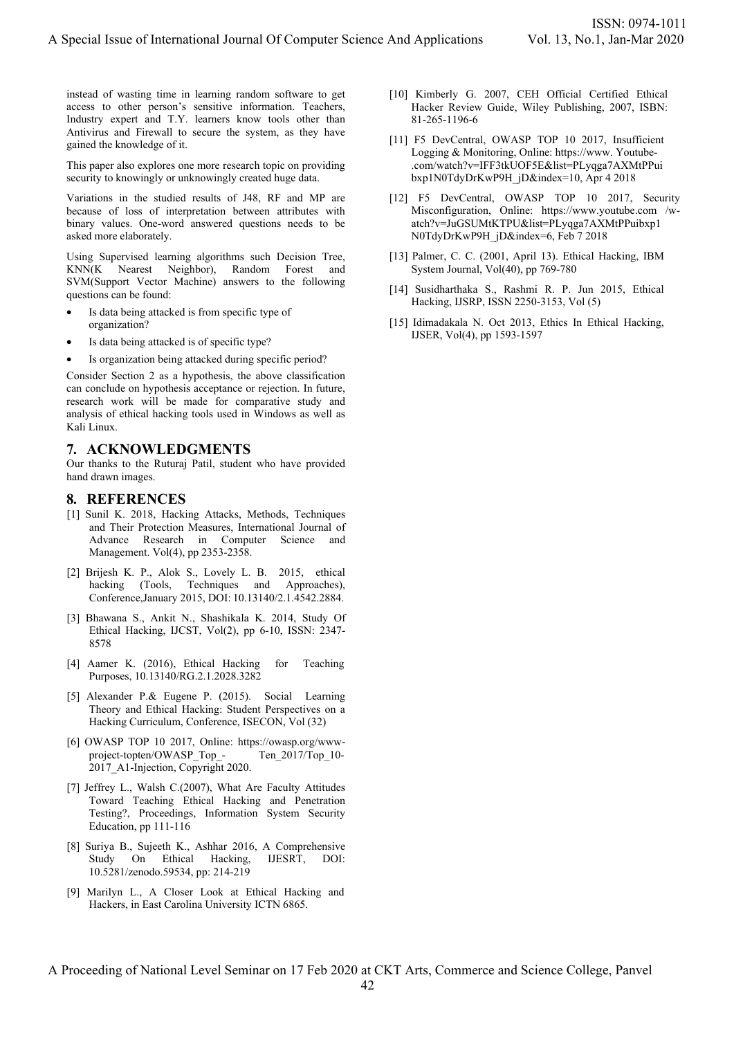instead of wasting time in learning random software to get access to other person's sensitive information. Teachers, Industry expert and T.Y. learners know tools other than Antivirus and Firewall to secure the system, as they have gained the knowledge of it.

This paper also explores one more research topic on providing security to knowingly or unknowingly created huge data.

Variations in the studied results of J48, RF and MP are because of loss of interpretation between attributes with binary values. One-word answered questions needs to be asked more elaborately.

Using Supervised learning algorithms such Decision Tree, KNN(K Nearest Neighbor), Random Forest and SVM(Support Vector Machine) answers to the following questions can be found:

- Is data being attacked is from specific type of organization?
- Is data being attacked is of specific type?
- Is organization being attacked during specific period?

Consider Section 2 as a hypothesis, the above classification can conclude on hypothesis acceptance or rejection. In future, research work will be made for comparative study and analysis of ethical hacking tools used in Windows as well as Kali Linux.

## 7. ACKNOWLEDGMENTS

Our thanks to the Ruturaj Patil, student who have provided hand drawn images.

## 8. REFERENCES

[1] Sunil K. 2018, Hacking Attacks, Methods, Techniques and Their Protection Measures, International Journal of Advance Research in Computer Science and Management. Vol(4), pp 2353-2358.

[2] Brijesh K. P., Alok S., Lovely L. B. 2015, ethical hacking (Tools, Techniques and Approaches), Conference,January 2015, DOI: 10.13140/2.1.4542.2884.

[3] Bhawana S., Ankit N., Shashikala K. 2014, Study Of Ethical Hacking, IJCST, Vol(2), pp 6-10, ISSN: 2347-8578

[4] Aamer K. (2016), Ethical Hacking for Teaching Purposes, 10.13140/RG.2.1.2028.3282

[5] Alexander P.& Eugene P. (2015). Social Learning Theory and Ethical Hacking: Student Perspectives on a Hacking Curriculum, Conference, ISECON, Vol (32)

[6] OWASP TOP 10 2017, Online: https://owasp.org/www-project-topten/OWASP_Top_- Ten_2017/Top_10-2017_A1-Injection, Copyright 2020.

[7] Jeffrey L., Walsh C.(2007), What Are Faculty Attitudes Toward Teaching Ethical Hacking and Penetration Testing?, Proceedings, Information System Security Education, pp 111-116

[8] Suriya B., Sujeeth K., Ashhar 2016, A Comprehensive Study On Ethical Hacking, IJESRT, DOI: 10.5281/zenodo.59534, pp: 214-219

[9] Marilyn L., A Closer Look at Ethical Hacking and Hackers, in East Carolina University ICTN 6865.

[10] Kimberly G. 2007, CEH Official Certified Ethical Hacker Review Guide, Wiley Publishing, 2007, ISBN: 81-265-1196-6

[11] F5 DevCentral, OWASP TOP 10 2017, Insufficient Logging & Monitoring, Online: https://www. Youtube-.com/watch?v=IFF3tkUOF5E&list=PLyqga7AXMtPPuibxp1N0TdyDrKwP9H_jD&index=10, Apr 4 2018

[12] F5 DevCentral, OWASP TOP 10 2017, Security Misconfiguration, Online: https://www.youtube.com /w-atch?v=JuGSUMtKTPU&list=PLyqga7AXMtPPuibxp1N0TdyDrKwP9H_jD&index=6, Feb 7 2018

[13] Palmer, C. C. (2001, April 13). Ethical Hacking, IBM System Journal, Vol(40), pp 769-780

[14] Susidharthaka S., Rashmi R. P. Jun 2015, Ethical Hacking, IJSRP, ISSN 2250-3153, Vol (5)

[15] Idimadakala N. Oct 2013, Ethics In Ethical Hacking, IJSER, Vol(4), pp 1593-1597